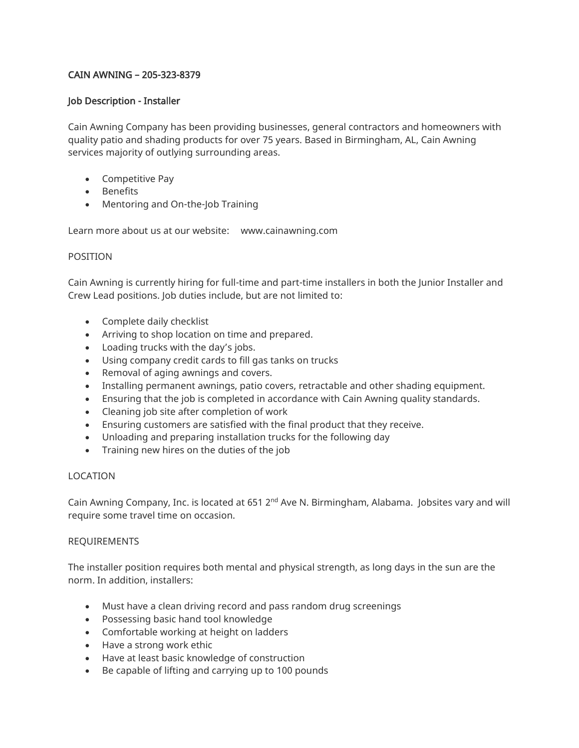**CAIN AWNING – 205-323-8379**

**Job Description - Installer**

Cain Awning Company has been providing businesses, general contractors and homeowners with quality patio and shading products for over 75 years. Based in Birmingham, AL, Cain Awning services majority of outlying surrounding areas.

- Competitive Pay
- Benefits
- Mentoring and On-the-Job Training

Learn more about us at our website: www.cainawning.com

POSITION

Cain Awning is currently hiring for full-time and part-time installers in both the Junior Installer and Crew Lead positions. Job duties include, but are not limited to:

- Complete daily checklist
- Arriving to shop location on time and prepared.
- Loading trucks with the day's jobs.
- Using company credit cards to fill gas tanks on trucks
- Removal of aging awnings and covers.
- Installing permanent awnings, patio covers, retractable and other shading equipment.
- Ensuring that the job is completed in accordance with Cain Awning quality standards.
- Cleaning job site after completion of work
- Ensuring customers are satisfied with the final product that they receive.
- Unloading and preparing installation trucks for the following day
- Training new hires on the duties of the job

LOCATION

Cain Awning Company, Inc. is located at 651 2nd Ave N. Birmingham, Alabama. Jobsites vary and will require some travel time on occasion.

REQUIREMENTS

The installer position requires both mental and physical strength, as long days in the sun are the norm. In addition, installers:

- Must have a clean driving record and pass random drug screenings
- Possessing basic hand tool knowledge
- Comfortable working at height on ladders
- Have a strong work ethic
- Have at least basic knowledge of construction
- Be capable of lifting and carrying up to 100 pounds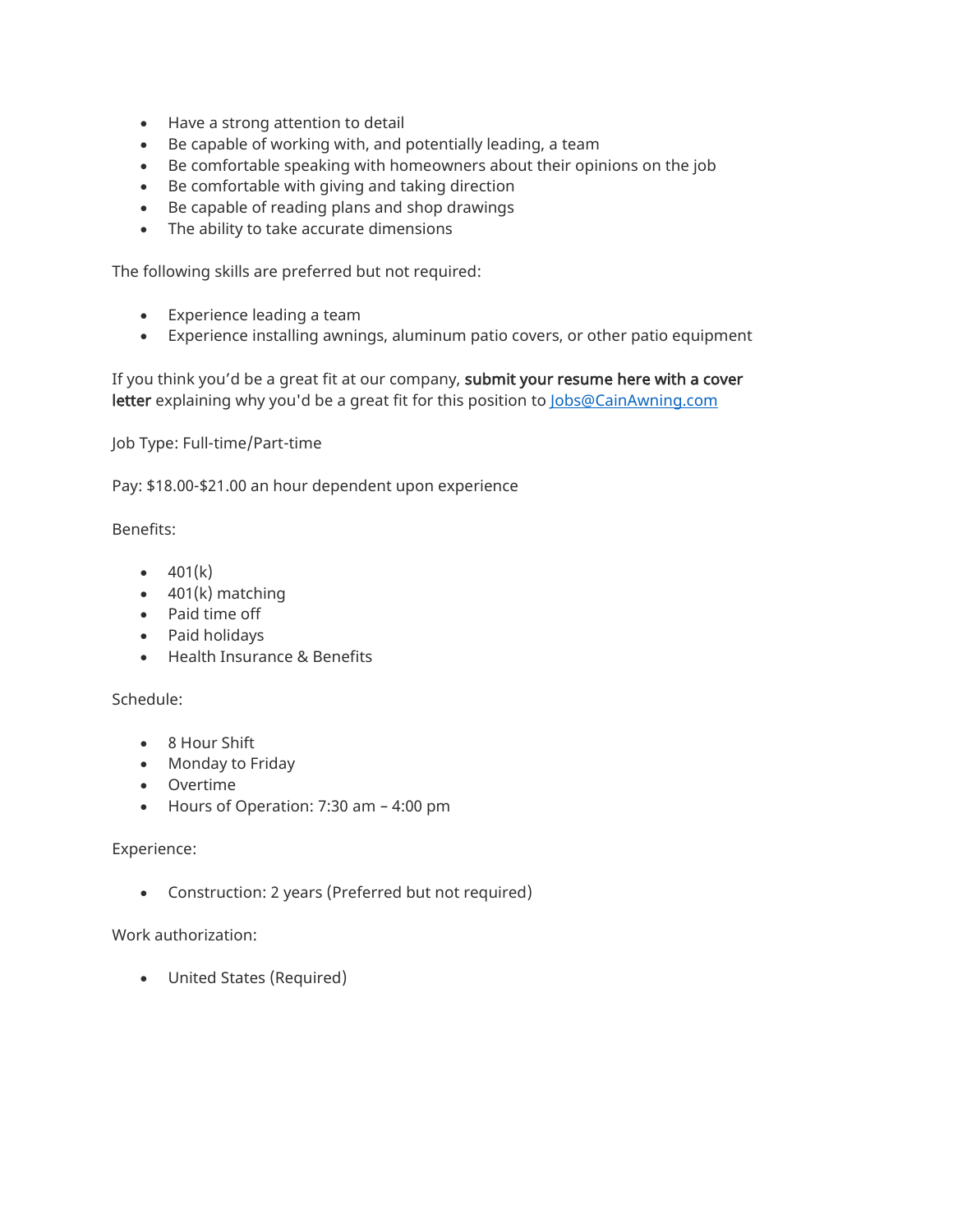- Have a strong attention to detail
- Be capable of working with, and potentially leading, a team
- Be comfortable speaking with homeowners about their opinions on the job
- Be comfortable with giving and taking direction
- Be capable of reading plans and shop drawings
- The ability to take accurate dimensions

The following skills are preferred but not required:

- Experience leading a team
- Experience installing awnings, aluminum patio covers, or other patio equipment

If you think you'd be a great fit at our company, **submit your resume here with a cover letter** explaining why you'd be a great fit for this position to [Jobs@CainAwning.com](mailto:Jobs@CainAwning.com)

Job Type: Full-time/Part-time

Pay: $18.00-$21.00 an hour dependent upon experience

Benefits:

- 401(k)
- 401(k) matching
- Paid time off
- Paid holidays
- Health Insurance & Benefits

Schedule:

- 8 Hour Shift
- Monday to Friday
- Overtime
- Hours of Operation: 7:30 am – 4:00 pm

Experience:

- Construction: 2 years (Preferred but not required)

Work authorization:

- United States (Required)